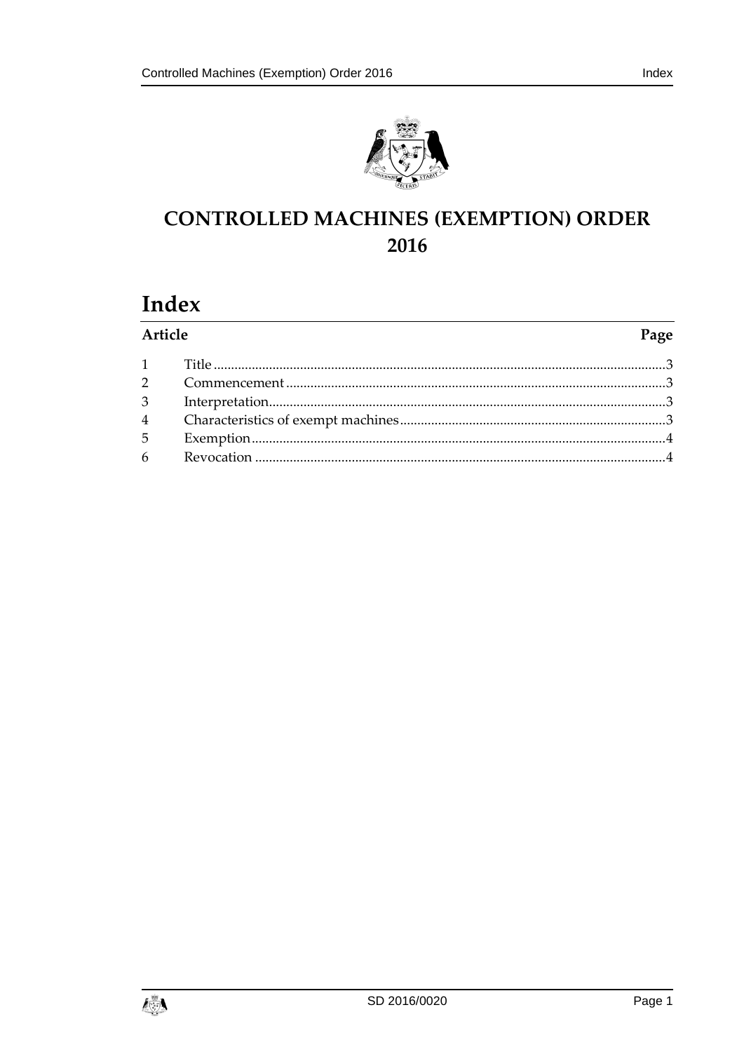# CONTROLLED MACHINES (EXEMPTION) ORDER 2016

## Index

| Article | | Page |
|---|---|---|
| 1 | Title | 3 |
| 2 | Commencement | 3 |
| 3 | Interpretation | 3 |
| 4 | Characteristics of exempt machines | 3 |
| 5 | Exemption | 4 |
| 6 | Revocation | 4 |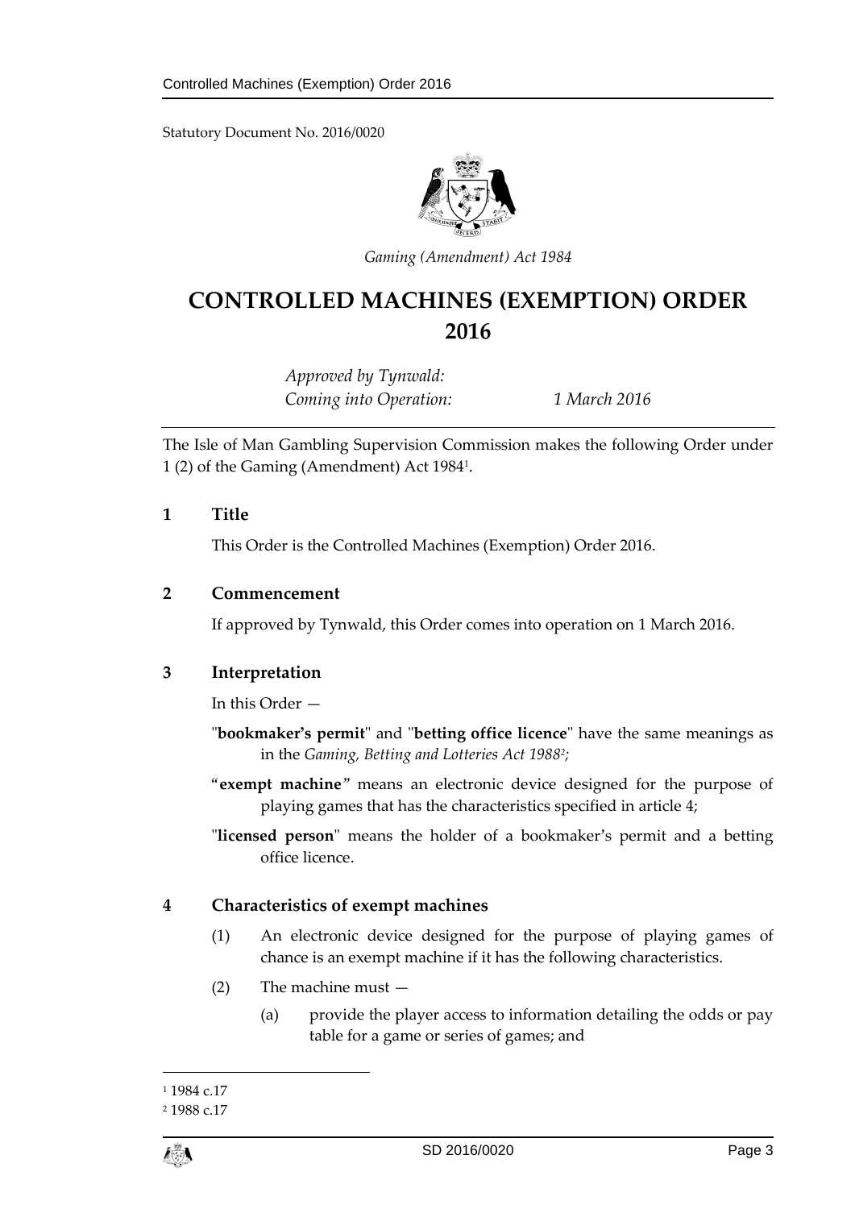Statutory Document No. 2016/0020

*Gaming (Amendment) Act 1984*

# CONTROLLED MACHINES (EXEMPTION) ORDER 2016

*Approved by Tynwald:*
*Coming into Operation:* *1 March 2016*

The Isle of Man Gambling Supervision Commission makes the following Order under 1 (2) of the Gaming (Amendment) Act 1984[1].

## 1 Title

This Order is the Controlled Machines (Exemption) Order 2016.

## 2 Commencement

If approved by Tynwald, this Order comes into operation on 1 March 2016.

## 3 Interpretation

In this Order —

"**bookmaker's permit**" and "**betting office licence**" have the same meanings as in the *Gaming, Betting and Lotteries Act 1988*[2];

"**exempt machine**" means an electronic device designed for the purpose of playing games that has the characteristics specified in article 4;

"**licensed person**" means the holder of a bookmaker's permit and a betting office licence.

## 4 Characteristics of exempt machines

(1) An electronic device designed for the purpose of playing games of chance is an exempt machine if it has the following characteristics.

(2) The machine must —

(a) provide the player access to information detailing the odds or pay table for a game or series of games; and

---

[1] 1984 c.17

[2] 1988 c.17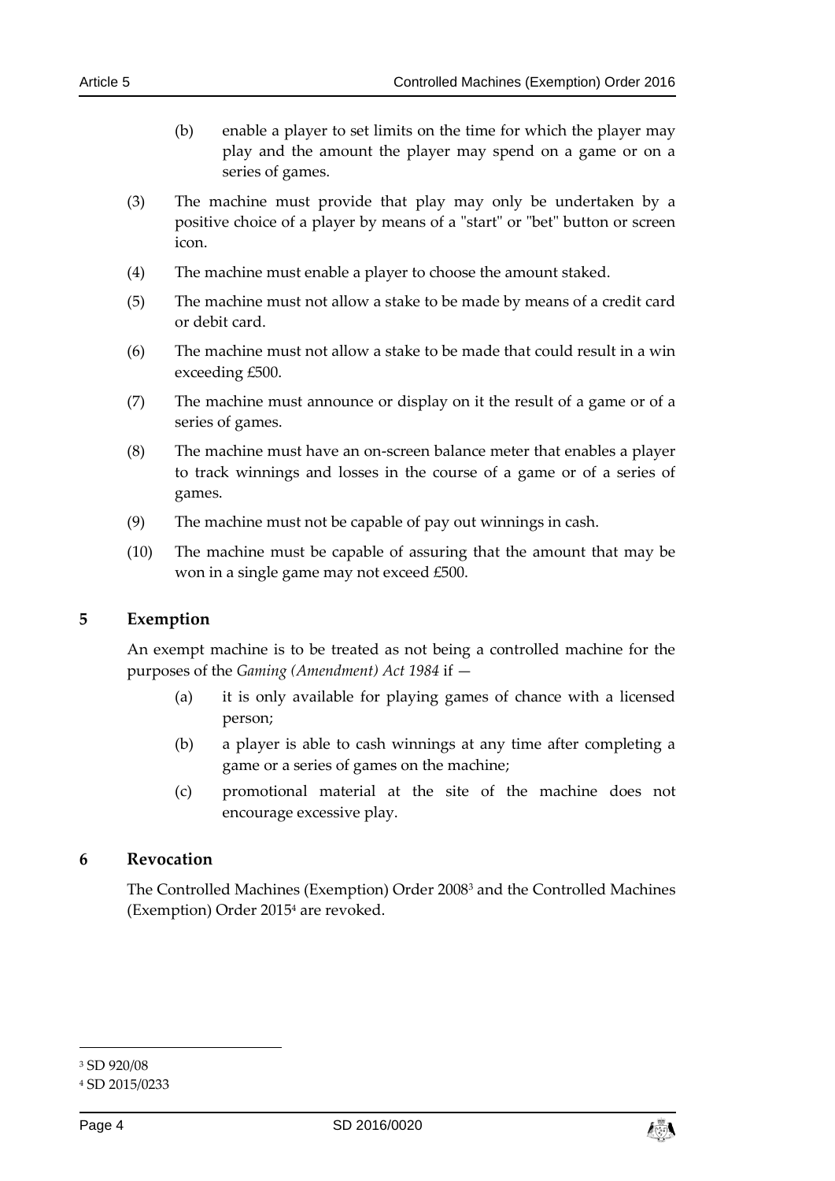(b) enable a player to set limits on the time for which the player may play and the amount the player may spend on a game or on a series of games.

(3) The machine must provide that play may only be undertaken by a positive choice of a player by means of a "start" or "bet" button or screen icon.

(4) The machine must enable a player to choose the amount staked.

(5) The machine must not allow a stake to be made by means of a credit card or debit card.

(6) The machine must not allow a stake to be made that could result in a win exceeding £500.

(7) The machine must announce or display on it the result of a game or of a series of games.

(8) The machine must have an on-screen balance meter that enables a player to track winnings and losses in the course of a game or of a series of games.

(9) The machine must not be capable of pay out winnings in cash.

(10) The machine must be capable of assuring that the amount that may be won in a single game may not exceed £500.

## 5 Exemption

An exempt machine is to be treated as not being a controlled machine for the purposes of the *Gaming (Amendment) Act 1984* if —

(a) it is only available for playing games of chance with a licensed person;

(b) a player is able to cash winnings at any time after completing a game or a series of games on the machine;

(c) promotional material at the site of the machine does not encourage excessive play.

## 6 Revocation

The Controlled Machines (Exemption) Order 2008[3] and the Controlled Machines (Exemption) Order 2015[4] are revoked.

---

[3] SD 920/08

[4] SD 2015/0233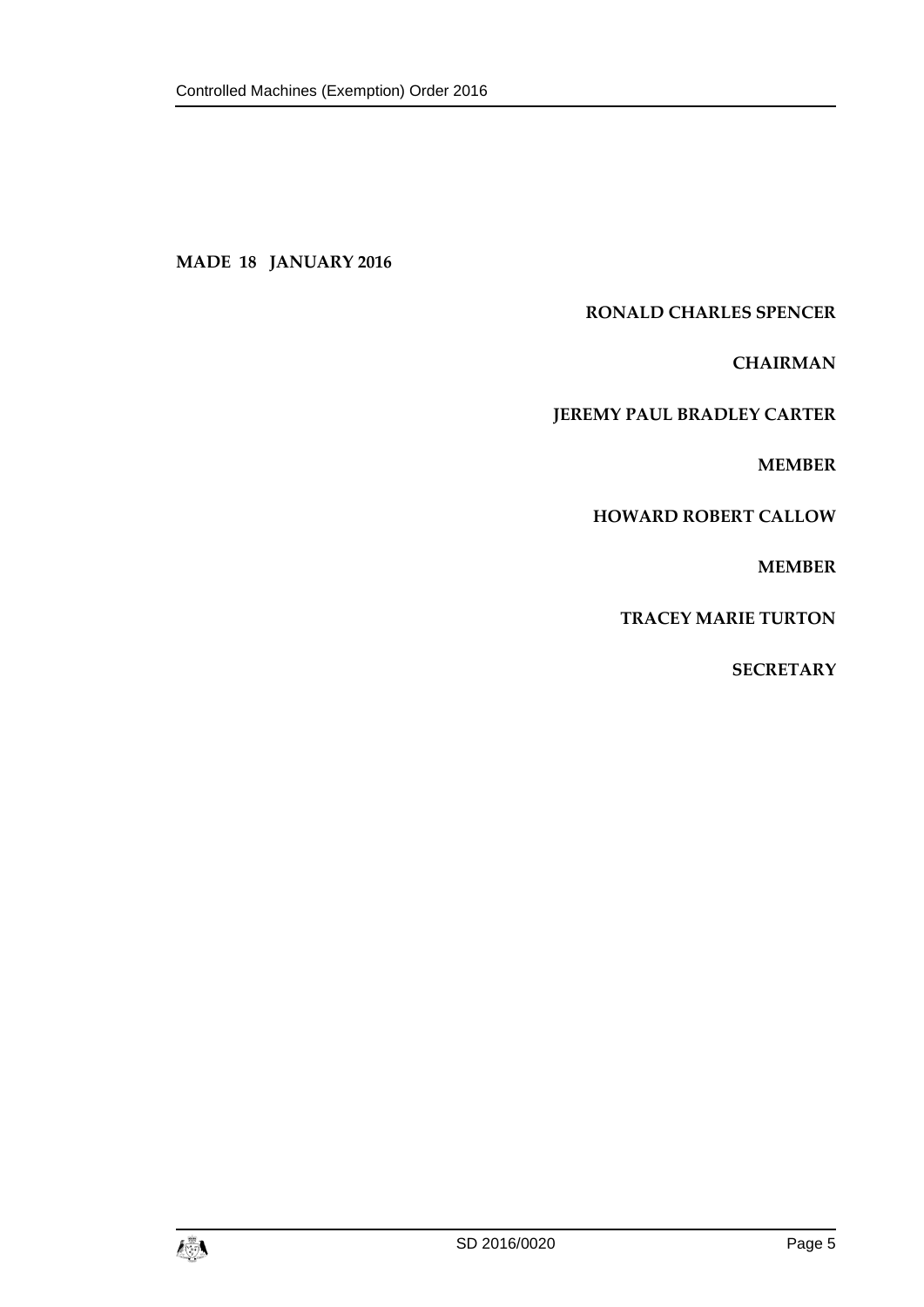**MADE 18 JANUARY 2016**

**RONALD CHARLES SPENCER**

**CHAIRMAN**

**JEREMY PAUL BRADLEY CARTER**

**MEMBER**

**HOWARD ROBERT CALLOW**

**MEMBER**

**TRACEY MARIE TURTON**

**SECRETARY**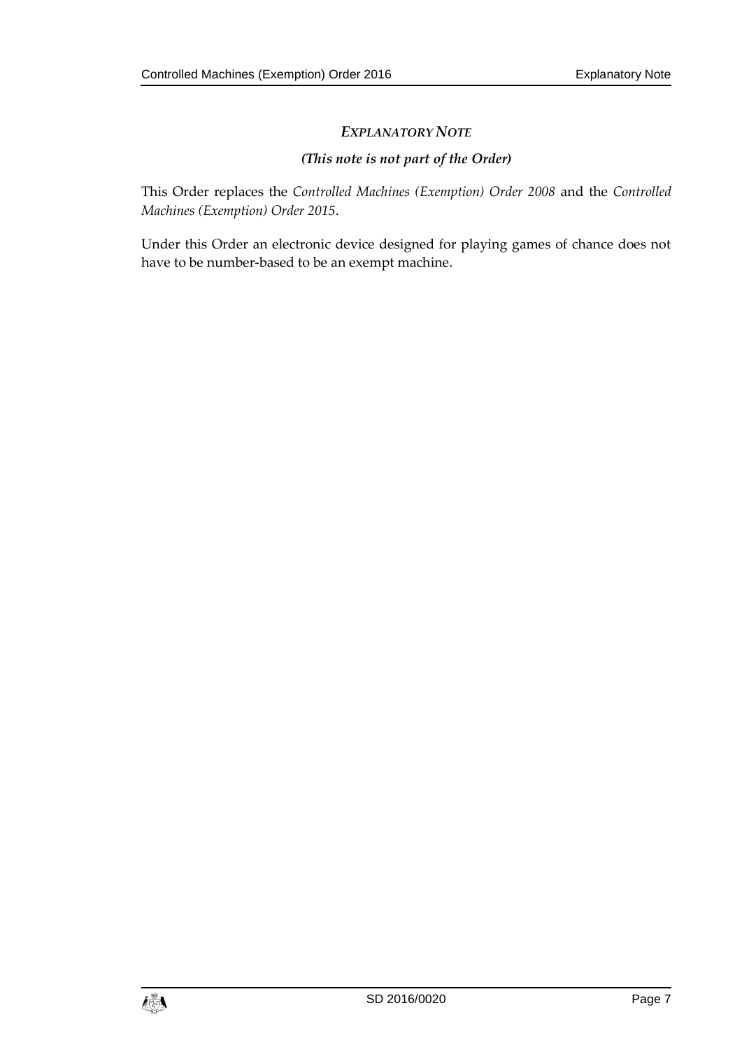## *EXPLANATORY NOTE*

***(This note is not part of the Order)***

This Order replaces the *Controlled Machines (Exemption) Order 2008* and the *Controlled Machines (Exemption) Order 2015*.

Under this Order an electronic device designed for playing games of chance does not have to be number-based to be an exempt machine.